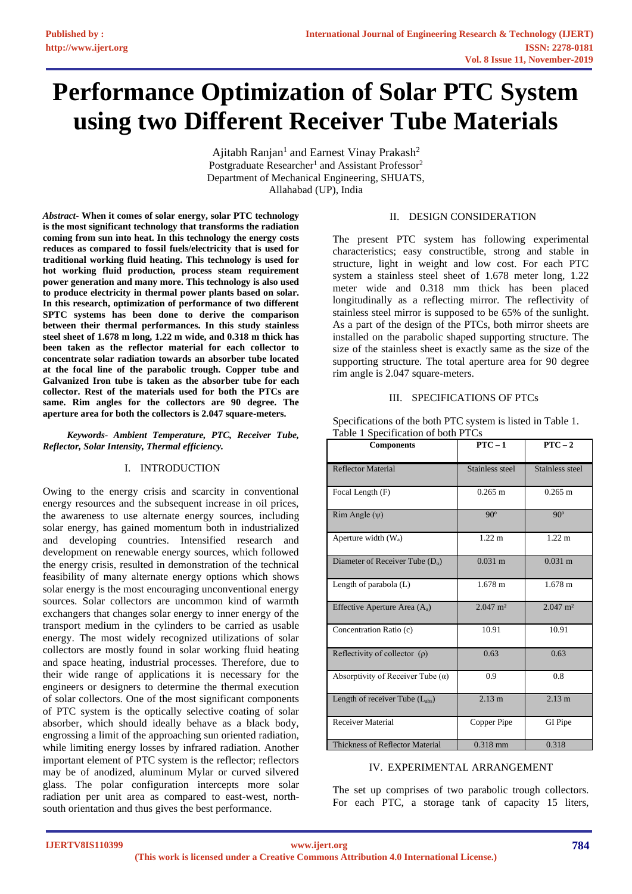# Performance Optimization of Solar PTC System using two Different Receiver Tube Materials

Ajitabh Ranjan[1] and Earnest Vinay Prakash[2]
Postgraduate Researcher[1] and Assistant Professor[2]
Department of Mechanical Engineering, SHUATS,
Allahabad (UP), India

***Abstract-*** **When it comes of solar energy, solar PTC technology is the most significant technology that transforms the radiation coming from sun into heat. In this technology the energy costs reduces as compared to fossil fuels/electricity that is used for traditional working fluid heating. This technology is used for hot working fluid production, process steam requirement power generation and many more. This technology is also used to produce electricity in thermal power plants based on solar. In this research, optimization of performance of two different SPTC systems has been done to derive the comparison between their thermal performances. In this study stainless steel sheet of 1.678 m long, 1.22 m wide, and 0.318 m thick has been taken as the reflector material for each collector to concentrate solar radiation towards an absorber tube located at the focal line of the parabolic trough. Copper tube and Galvanized Iron tube is taken as the absorber tube for each collector. Rest of the materials used for both the PTCs are same. Rim angles for the collectors are 90 degree. The aperture area for both the collectors is 2.047 square-meters.**

***Keywords- Ambient Temperature, PTC, Receiver Tube, Reflector, Solar Intensity, Thermal efficiency.***

## I. INTRODUCTION

Owing to the energy crisis and scarcity in conventional energy resources and the subsequent increase in oil prices, the awareness to use alternate energy sources, including solar energy, has gained momentum both in industrialized and developing countries. Intensified research and development on renewable energy sources, which followed the energy crisis, resulted in demonstration of the technical feasibility of many alternate energy options which shows solar energy is the most encouraging unconventional energy sources. Solar collectors are uncommon kind of warmth exchangers that changes solar energy to inner energy of the transport medium in the cylinders to be carried as usable energy. The most widely recognized utilizations of solar collectors are mostly found in solar working fluid heating and space heating, industrial processes. Therefore, due to their wide range of applications it is necessary for the engineers or designers to determine the thermal execution of solar collectors. One of the most significant components of PTC system is the optically selective coating of solar absorber, which should ideally behave as a black body, engrossing a limit of the approaching sun oriented radiation, while limiting energy losses by infrared radiation. Another important element of PTC system is the reflector; reflectors may be of anodized, aluminum Mylar or curved silvered glass. The polar configuration intercepts more solar radiation per unit area as compared to east-west, north-south orientation and thus gives the best performance.

## II. DESIGN CONSIDERATION

The present PTC system has following experimental characteristics; easy constructible, strong and stable in structure, light in weight and low cost. For each PTC system a stainless steel sheet of 1.678 meter long, 1.22 meter wide and 0.318 mm thick has been placed longitudinally as a reflecting mirror. The reflectivity of stainless steel mirror is supposed to be 65% of the sunlight. As a part of the design of the PTCs, both mirror sheets are installed on the parabolic shaped supporting structure. The size of the stainless sheet is exactly same as the size of the supporting structure. The total aperture area for 90 degree rim angle is 2.047 square-meters.

## III. SPECIFICATIONS OF PTCs

Specifications of the both PTC system is listed in Table 1.

Table 1 Specification of both PTCs

| Components | PTC – 1 | PTC – 2 |
|---|---|---|
| Reflector Material | Stainless steel | Stainless steel |
| Focal Length (F) | 0.265 m | 0.265 m |
| Rim Angle (ψ) | 90° | 90° |
| Aperture width ($W_a$) | 1.22 m | 1.22 m |
| Diameter of Receiver Tube ($D_o$) | 0.031 m | 0.031 m |
| Length of parabola (L) | 1.678 m | 1.678 m |
| Effective Aperture Area ($A_a$) | 2.047 m² | 2.047 m² |
| Concentration Ratio (c) | 10.91 | 10.91 |
| Reflectivity of collector (ρ) | 0.63 | 0.63 |
| Absorptivity of Receiver Tube (α) | 0.9 | 0.8 |
| Length of receiver Tube ($L_{abs}$) | 2.13 m | 2.13 m |
| Receiver Material | Copper Pipe | GI Pipe |
| Thickness of Reflector Material | 0.318 mm | 0.318 |

## IV. EXPERIMENTAL ARRANGEMENT

The set up comprises of two parabolic trough collectors. For each PTC, a storage tank of capacity 15 liters,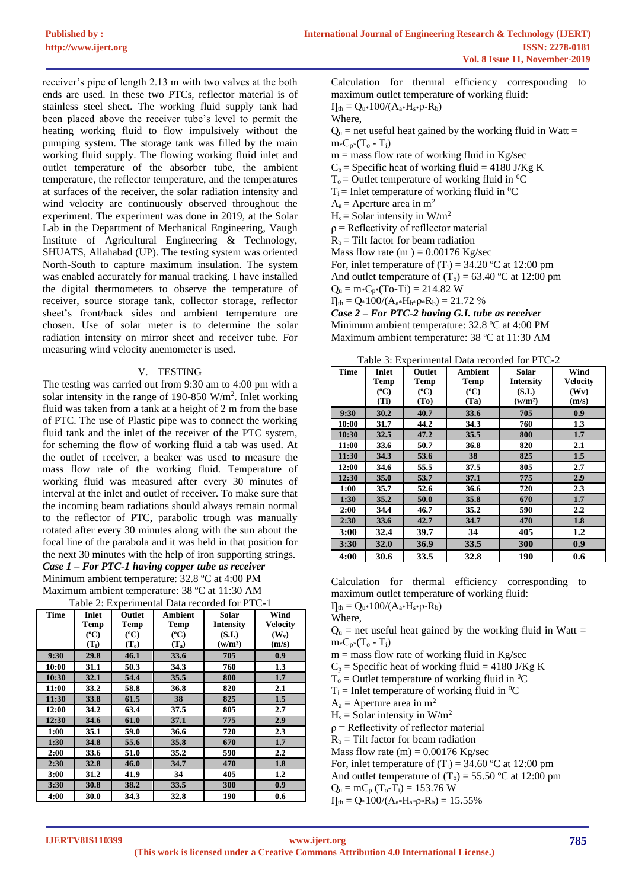receiver's pipe of length 2.13 m with two valves at the both ends are used. In these two PTCs, reflector material is of stainless steel sheet. The working fluid supply tank had been placed above the receiver tube's level to permit the heating working fluid to flow impulsively without the pumping system. The storage tank was filled by the main working fluid supply. The flowing working fluid inlet and outlet temperature of the absorber tube, the ambient temperature, the reflector temperature, and the temperatures at surfaces of the receiver, the solar radiation intensity and wind velocity are continuously observed throughout the experiment. The experiment was done in 2019, at the Solar Lab in the Department of Mechanical Engineering, Vaugh Institute of Agricultural Engineering & Technology, SHUATS, Allahabad (UP). The testing system was oriented North-South to capture maximum insulation. The system was enabled accurately for manual tracking. I have installed the digital thermometers to observe the temperature of receiver, source storage tank, collector storage, reflector sheet's front/back sides and ambient temperature are chosen. Use of solar meter is to determine the solar radiation intensity on mirror sheet and receiver tube. For measuring wind velocity anemometer is used.

## V. TESTING

The testing was carried out from 9:30 am to 4:00 pm with a solar intensity in the range of 190-850 W/m$^2$. Inlet working fluid was taken from a tank at a height of 2 m from the base of PTC. The use of Plastic pipe was to connect the working fluid tank and the inlet of the receiver of the PTC system, for scheming the flow of working fluid a tab was used. At the outlet of receiver, a beaker was used to measure the mass flow rate of the working fluid. Temperature of working fluid was measured after every 30 minutes of interval at the inlet and outlet of receiver. To make sure that the incoming beam radiations should always remain normal to the reflector of PTC, parabolic trough was manually rotated after every 30 minutes along with the sun about the focal line of the parabola and it was held in that position for the next 30 minutes with the help of iron supporting strings.

***Case 1 – For PTC-1 having copper tube as receiver***

Minimum ambient temperature: 32.8 ºC at 4:00 PM

Maximum ambient temperature: 38 ºC at 11:30 AM

Table 2: Experimental Data recorded for PTC-1

| Time | Inlet Temp (ºC) ($T_i$) | Outlet Temp (ºC) ($T_o$) | Ambient Temp (ºC) ($T_a$) | Solar Intensity (S.I.) (w/m²) | Wind Velocity ($W_v$) (m/s) |
|---|---|---|---|---|---|
| 9:30 | 29.8 | 46.1 | 33.6 | 705 | 0.9 |
| 10:00 | 31.1 | 50.3 | 34.3 | 760 | 1.3 |
| 10:30 | 32.1 | 54.4 | 35.5 | 800 | 1.7 |
| 11:00 | 33.2 | 58.8 | 36.8 | 820 | 2.1 |
| 11:30 | 33.8 | 61.5 | 38 | 825 | 1.5 |
| 12:00 | 34.2 | 63.4 | 37.5 | 805 | 2.7 |
| 12:30 | 34.6 | 61.0 | 37.1 | 775 | 2.9 |
| 1:00 | 35.1 | 59.0 | 36.6 | 720 | 2.3 |
| 1:30 | 34.8 | 55.6 | 35.8 | 670 | 1.7 |
| 2:00 | 33.6 | 51.0 | 35.2 | 590 | 2.2 |
| 2:30 | 32.8 | 46.0 | 34.7 | 470 | 1.8 |
| 3:00 | 31.2 | 41.9 | 34 | 405 | 1.2 |
| 3:30 | 30.8 | 38.2 | 33.5 | 300 | 0.9 |
| 4:00 | 30.0 | 34.3 | 32.8 | 190 | 0.6 |

Calculation for thermal efficiency corresponding to maximum outlet temperature of working fluid:

$\eta_{th} = Q_u * 100/(A_a * H_s * \rho * R_b)$

Where,

$Q_u$ = net useful heat gained by the working fluid in Watt = $m * C_p * (T_o - T_i)$

m = mass flow rate of working fluid in Kg/sec

$C_p$ = Specific heat of working fluid = 4180 J/Kg K

$T_o$ = Outlet temperature of working fluid in $^0$C

$T_i$ = Inlet temperature of working fluid in $^0$C

$A_a$ = Aperture area in m$^2$

$H_s$ = Solar intensity in W/m$^2$

ρ = Reflectivity of refflector material

$R_b$ = Tilt factor for beam radiation

Mass flow rate (m ) = 0.00176 Kg/sec

For, inlet temperature of ($T_i$) = 34.20 ºC at 12:00 pm

And outlet temperature of ($T_o$) = 63.40 ºC at 12:00 pm

$Q_u = m * C_p * (To - Ti) = 214.82$ W

$\eta_{th} = Q * 100/(A_a * H_b * \rho * R_b) = 21.72$ %

***Case 2 – For PTC-2 having G.I. tube as receiver***

Minimum ambient temperature: 32.8 ºC at 4:00 PM

Maximum ambient temperature: 38 ºC at 11:30 AM

Table 3: Experimental Data recorded for PTC-2

| Time | Inlet Temp (ºC) (Ti) | Outlet Temp (ºC) (To) | Ambient Temp (ºC) (Ta) | Solar Intensity (S.I.) (w/m²) | Wind Velocity (Wv) (m/s) |
|---|---|---|---|---|---|
| 9:30 | 30.2 | 40.7 | 33.6 | 705 | 0.9 |
| 10:00 | 31.7 | 44.2 | 34.3 | 760 | 1.3 |
| 10:30 | 32.5 | 47.2 | 35.5 | 800 | 1.7 |
| 11:00 | 33.6 | 50.7 | 36.8 | 820 | 2.1 |
| 11:30 | 34.3 | 53.6 | 38 | 825 | 1.5 |
| 12:00 | 34.6 | 55.5 | 37.5 | 805 | 2.7 |
| 12:30 | 35.0 | 53.7 | 37.1 | 775 | 2.9 |
| 1:00 | 35.7 | 52.6 | 36.6 | 720 | 2.3 |
| 1:30 | 35.2 | 50.0 | 35.8 | 670 | 1.7 |
| 2:00 | 34.4 | 46.7 | 35.2 | 590 | 2.2 |
| 2:30 | 33.6 | 42.7 | 34.7 | 470 | 1.8 |
| 3:00 | 32.4 | 39.7 | 34 | 405 | 1.2 |
| 3:30 | 32.0 | 36.9 | 33.5 | 300 | 0.9 |
| 4:00 | 30.6 | 33.5 | 32.8 | 190 | 0.6 |

Calculation for thermal efficiency corresponding to maximum outlet temperature of working fluid:

$\eta_{th} = Q_u * 100/(A_a * H_s * \rho * R_b)$

Where,

$Q_u$ = net useful heat gained by the working fluid in Watt = $m * C_p * (T_o - T_i)$

m = mass flow rate of working fluid in Kg/sec

$C_p$ = Specific heat of working fluid = 4180 J/Kg K

$T_o$ = Outlet temperature of working fluid in $^0$C

$T_i$ = Inlet temperature of working fluid in $^0$C

$A_a$ = Aperture area in m$^2$

$H_s$ = Solar intensity in W/m$^2$

ρ = Reflectivity of reflector material

$R_b$ = Tilt factor for beam radiation

Mass flow rate (m) = 0.00176 Kg/sec

For, inlet temperature of ($T_i$) = 34.60 ºC at 12:00 pm

And outlet temperature of ($T_o$) = 55.50 ºC at 12:00 pm

$Q_u = mC_p (T_o - T_i) = 153.76$ W

$\eta_{th} = Q * 100/(A_a * H_s * \rho * R_b) = 15.55$%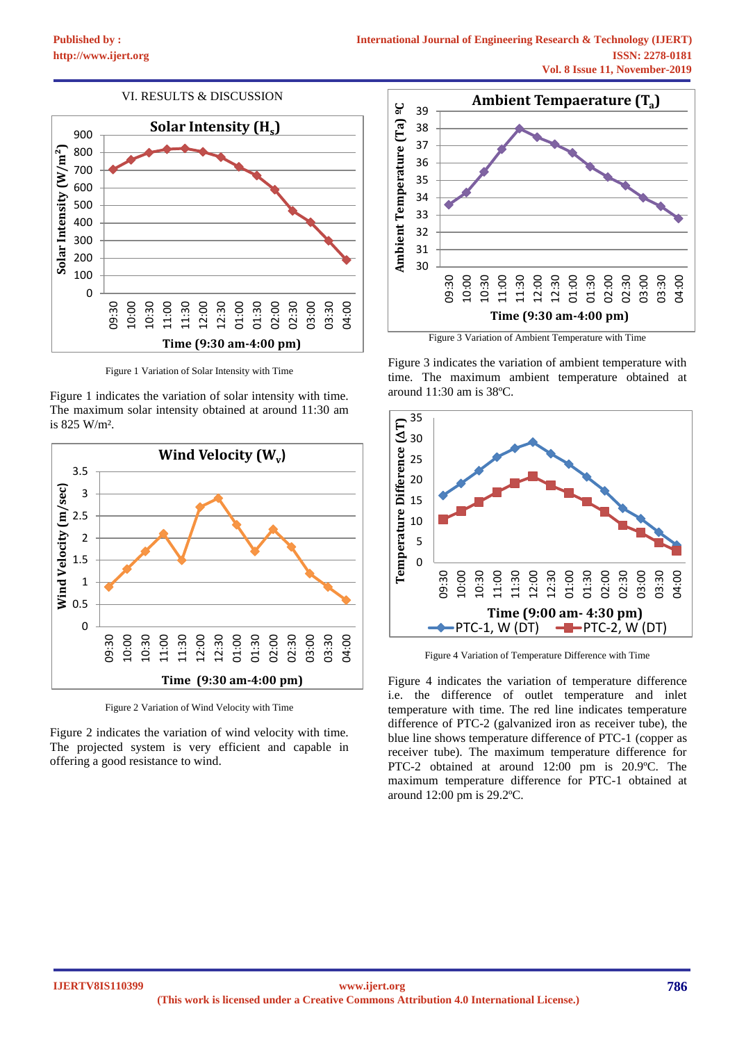## VI. RESULTS & DISCUSSION

Figure 1 Variation of Solar Intensity with Time

Figure 1 indicates the variation of solar intensity with time. The maximum solar intensity obtained at around 11:30 am is 825 W/m².

Figure 2 Variation of Wind Velocity with Time

Figure 2 indicates the variation of wind velocity with time. The projected system is very efficient and capable in offering a good resistance to wind.

Figure 3 Variation of Ambient Temperature with Time

Figure 3 indicates the variation of ambient temperature with time. The maximum ambient temperature obtained at around 11:30 am is 38ºC.

Figure 4 Variation of Temperature Difference with Time

Figure 4 indicates the variation of temperature difference i.e. the difference of outlet temperature and inlet temperature with time. The red line indicates temperature difference of PTC-2 (galvanized iron as receiver tube), the blue line shows temperature difference of PTC-1 (copper as receiver tube). The maximum temperature difference for PTC-2 obtained at around 12:00 pm is 20.9ºC. The maximum temperature difference for PTC-1 obtained at around 12:00 pm is 29.2ºC.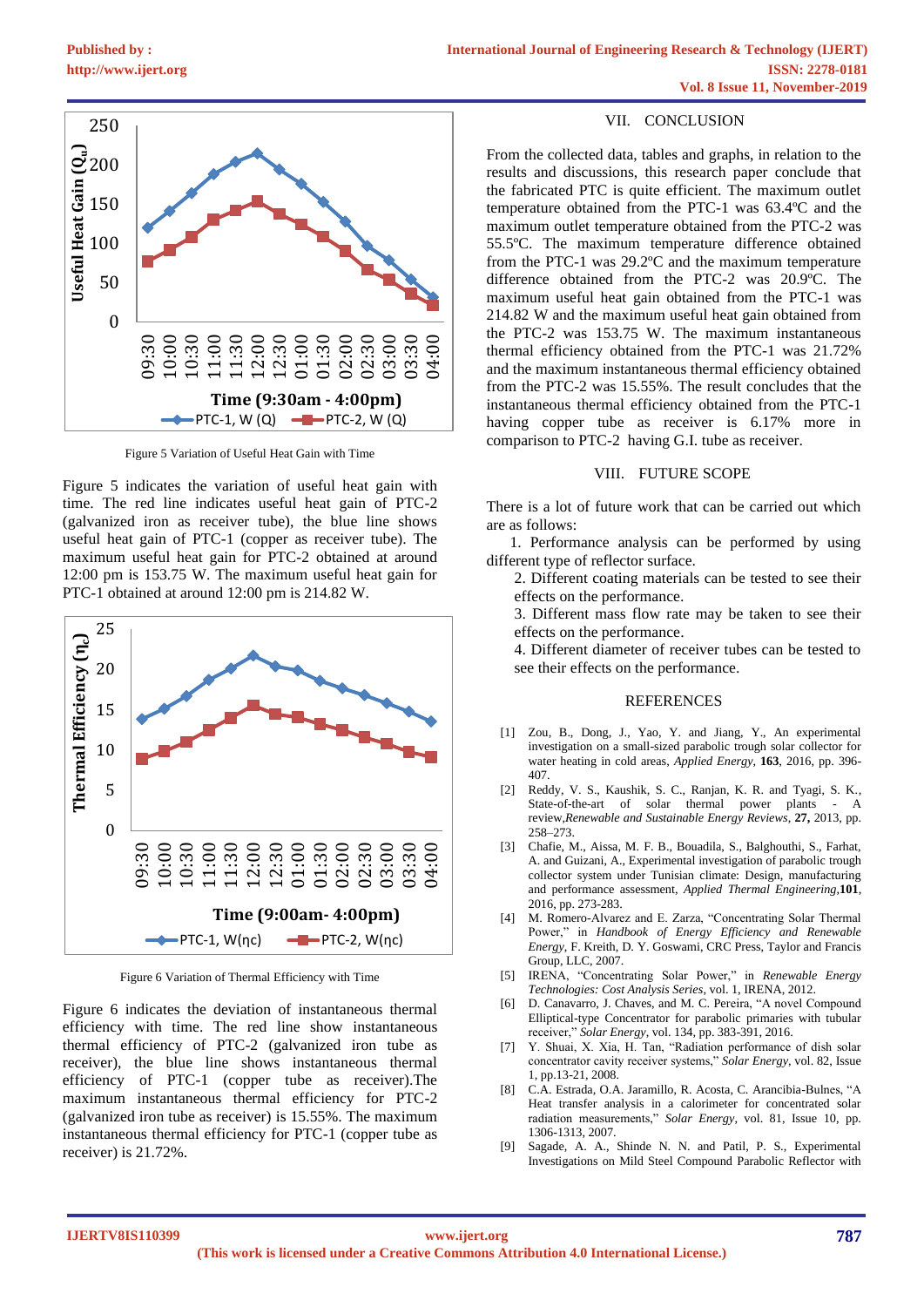Figure 5 Variation of Useful Heat Gain with Time

Figure 5 indicates the variation of useful heat gain with time. The red line indicates useful heat gain of PTC-2 (galvanized iron as receiver tube), the blue line shows useful heat gain of PTC-1 (copper as receiver tube). The maximum useful heat gain for PTC-2 obtained at around 12:00 pm is 153.75 W. The maximum useful heat gain for PTC-1 obtained at around 12:00 pm is 214.82 W.

Figure 6 Variation of Thermal Efficiency with Time

Figure 6 indicates the deviation of instantaneous thermal efficiency with time. The red line show instantaneous thermal efficiency of PTC-2 (galvanized iron tube as receiver), the blue line shows instantaneous thermal efficiency of PTC-1 (copper tube as receiver).The maximum instantaneous thermal efficiency for PTC-2 (galvanized iron tube as receiver) is 15.55%. The maximum instantaneous thermal efficiency for PTC-1 (copper tube as receiver) is 21.72%.

## VII. CONCLUSION

From the collected data, tables and graphs, in relation to the results and discussions, this research paper conclude that the fabricated PTC is quite efficient. The maximum outlet temperature obtained from the PTC-1 was 63.4ºC and the maximum outlet temperature obtained from the PTC-2 was 55.5ºC. The maximum temperature difference obtained from the PTC-1 was 29.2ºC and the maximum temperature difference obtained from the PTC-2 was 20.9ºC. The maximum useful heat gain obtained from the PTC-1 was 214.82 W and the maximum useful heat gain obtained from the PTC-2 was 153.75 W. The maximum instantaneous thermal efficiency obtained from the PTC-1 was 21.72% and the maximum instantaneous thermal efficiency obtained from the PTC-2 was 15.55%. The result concludes that the instantaneous thermal efficiency obtained from the PTC-1 having copper tube as receiver is 6.17% more in comparison to PTC-2 having G.I. tube as receiver.

## VIII. FUTURE SCOPE

There is a lot of future work that can be carried out which are as follows:

1. Performance analysis can be performed by using different type of reflector surface.
2. Different coating materials can be tested to see their effects on the performance.
3. Different mass flow rate may be taken to see their effects on the performance.
4. Different diameter of receiver tubes can be tested to see their effects on the performance.

## REFERENCES

[1] Zou, B., Dong, J., Yao, Y. and Jiang, Y., An experimental investigation on a small-sized parabolic trough solar collector for water heating in cold areas, *Applied Energy*, **163**, 2016, pp. 396-407.

[2] Reddy, V. S., Kaushik, S. C., Ranjan, K. R. and Tyagi, S. K., State-of-the-art of solar thermal power plants - A review,*Renewable and Sustainable Energy Reviews*, **27,** 2013, pp. 258–273.

[3] Chafie, M., Aissa, M. F. B., Bouadila, S., Balghouthi, S., Farhat, A. and Guizani, A., Experimental investigation of parabolic trough collector system under Tunisian climate: Design, manufacturing and performance assessment, *Applied Thermal Engineering*,**101**, 2016, pp. 273-283.

[4] M. Romero-Alvarez and E. Zarza, "Concentrating Solar Thermal Power," in *Handbook of Energy Efficiency and Renewable Energy*, F. Kreith, D. Y. Goswami, CRC Press, Taylor and Francis Group, LLC, 2007.

[5] IRENA, "Concentrating Solar Power," in *Renewable Energy Technologies: Cost Analysis Series*, vol. 1, IRENA, 2012.

[6] D. Canavarro, J. Chaves, and M. C. Pereira, "A novel Compound Elliptical-type Concentrator for parabolic primaries with tubular receiver," *Solar Energy*, vol. 134, pp. 383-391, 2016.

[7] Y. Shuai, X. Xia, H. Tan, "Radiation performance of dish solar concentrator cavity receiver systems," *Solar Energy*, vol. 82, Issue 1, pp.13-21, 2008.

[8] C.A. Estrada, O.A. Jaramillo, R. Acosta, C. Arancibia-Bulnes, "A Heat transfer analysis in a calorimeter for concentrated solar radiation measurements," *Solar Energy*, vol. 81, Issue 10, pp. 1306-1313, 2007.

[9] Sagade, A. A., Shinde N. N. and Patil, P. S., Experimental Investigations on Mild Steel Compound Parabolic Reflector with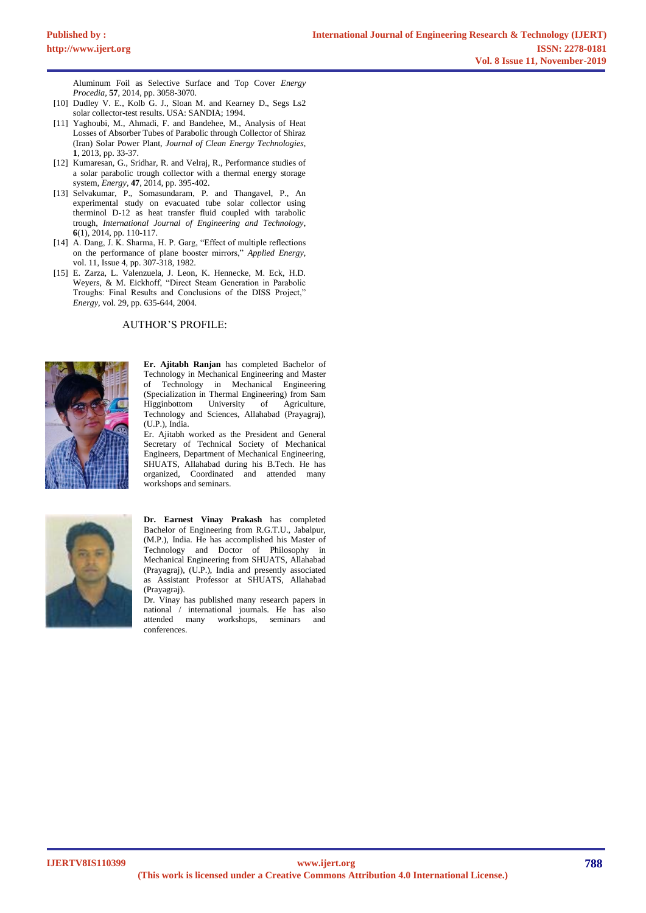Aluminum Foil as Selective Surface and Top Cover *Energy Procedia*, **57**, 2014, pp. 3058-3070.

[10] Dudley V. E., Kolb G. J., Sloan M. and Kearney D., Segs Ls2 solar collector-test results. USA: SANDIA; 1994.

[11] Yaghoubi, M., Ahmadi, F. and Bandehee, M., Analysis of Heat Losses of Absorber Tubes of Parabolic through Collector of Shiraz (Iran) Solar Power Plant, *Journal of Clean Energy Technologies*, **1**, 2013, pp. 33-37.

[12] Kumaresan, G., Sridhar, R. and Velraj, R., Performance studies of a solar parabolic trough collector with a thermal energy storage system, *Energy*, **47**, 2014, pp. 395-402.

[13] Selvakumar, P., Somasundaram, P. and Thangavel, P., An experimental study on evacuated tube solar collector using therminol D-12 as heat transfer fluid coupled with tarabolic trough, *International Journal of Engineering and Technology*, **6**(1), 2014, pp. 110-117.

[14] A. Dang, J. K. Sharma, H. P. Garg, "Effect of multiple reflections on the performance of plane booster mirrors," *Applied Energy*, vol. 11, Issue 4, pp. 307-318, 1982.

[15] E. Zarza, L. Valenzuela, J. Leon, K. Hennecke, M. Eck, H.D. Weyers, & M. Eickhoff, "Direct Steam Generation in Parabolic Troughs: Final Results and Conclusions of the DISS Project," *Energy*, vol. 29, pp. 635-644, 2004.

## AUTHOR'S PROFILE:

**Er. Ajitabh Ranjan** has completed Bachelor of Technology in Mechanical Engineering and Master of Technology in Mechanical Engineering (Specialization in Thermal Engineering) from Sam Higginbottom University of Agriculture, Technology and Sciences, Allahabad (Prayagraj), (U.P.), India.

Er. Ajitabh worked as the President and General Secretary of Technical Society of Mechanical Engineers, Department of Mechanical Engineering, SHUATS, Allahabad during his B.Tech. He has organized, Coordinated and attended many workshops and seminars.

**Dr. Earnest Vinay Prakash** has completed Bachelor of Engineering from R.G.T.U., Jabalpur, (M.P.), India. He has accomplished his Master of Technology and Doctor of Philosophy in Mechanical Engineering from SHUATS, Allahabad (Prayagraj), (U.P.), India and presently associated as Assistant Professor at SHUATS, Allahabad (Prayagraj).

Dr. Vinay has published many research papers in national / international journals. He has also attended many workshops, seminars and conferences.